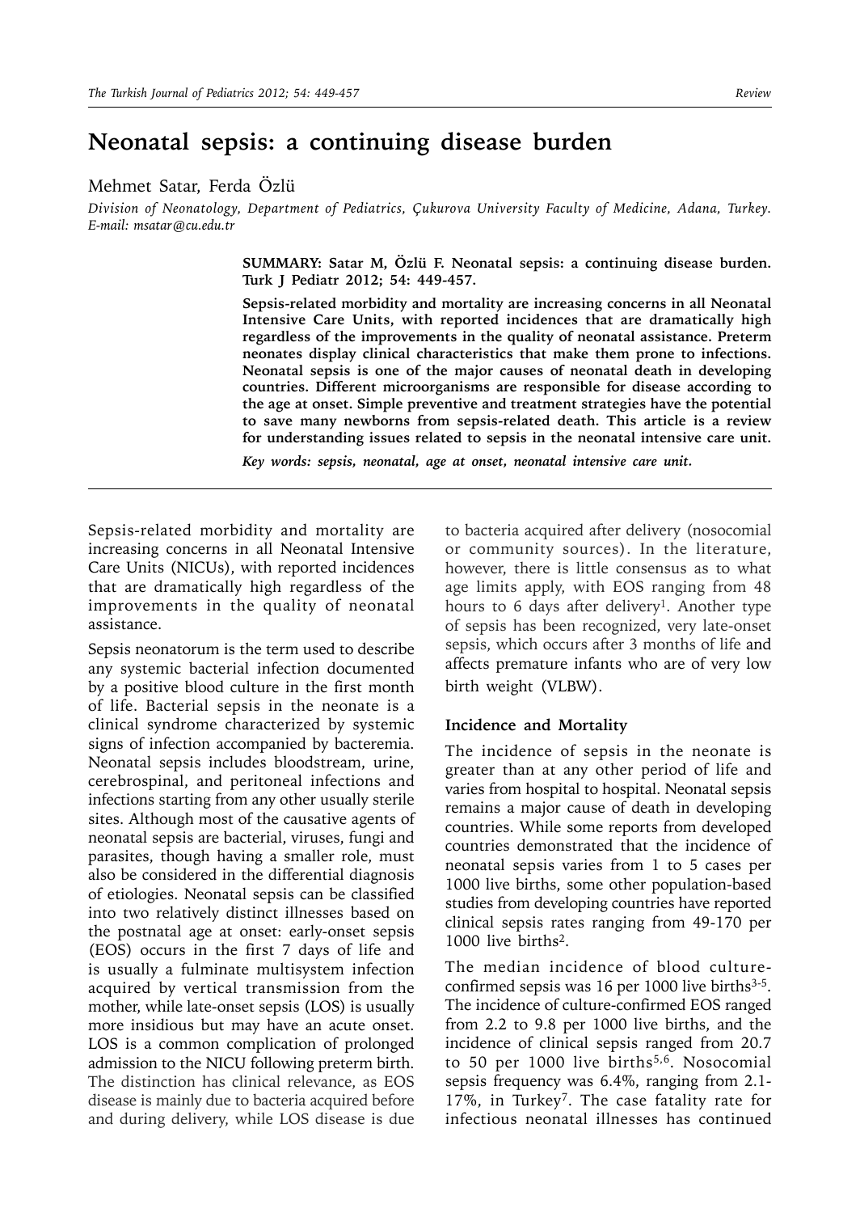# Neonatal sepsis: a continuing disease burden

Mehmet Satar, Ferda Özlü

*Division of Neonatology, Department of Pediatrics, Çukurova University Faculty of Medicine, Adana, Turkey. E-mail: msatar@cu.edu.tr*

**SUMMARY: Satar M, Özlü F. Neonatal sepsis: a continuing disease burden. Turk J Pediatr 2012; 54: 449-457.**

**Sepsis-related morbidity and mortality are increasing concerns in all Neonatal Intensive Care Units, with reported incidences that are dramatically high regardless of the improvements in the quality of neonatal assistance. Preterm neonates display clinical characteristics that make them prone to infections. Neonatal sepsis is one of the major causes of neonatal death in developing countries. Different microorganisms are responsible for disease according to the age at onset. Simple preventive and treatment strategies have the potential to save many newborns from sepsis-related death. This article is a review for understanding issues related to sepsis in the neonatal intensive care unit.**

***Key words: sepsis, neonatal, age at onset, neonatal intensive care unit.***

---

Sepsis-related morbidity and mortality are increasing concerns in all Neonatal Intensive Care Units (NICUs), with reported incidences that are dramatically high regardless of the improvements in the quality of neonatal assistance.

Sepsis neonatorum is the term used to describe any systemic bacterial infection documented by a positive blood culture in the first month of life. Bacterial sepsis in the neonate is a clinical syndrome characterized by systemic signs of infection accompanied by bacteremia. Neonatal sepsis includes bloodstream, urine, cerebrospinal, and peritoneal infections and infections starting from any other usually sterile sites. Although most of the causative agents of neonatal sepsis are bacterial, viruses, fungi and parasites, though having a smaller role, must also be considered in the differential diagnosis of etiologies. Neonatal sepsis can be classified into two relatively distinct illnesses based on the postnatal age at onset: early-onset sepsis (EOS) occurs in the first 7 days of life and is usually a fulminate multisystem infection acquired by vertical transmission from the mother, while late-onset sepsis (LOS) is usually more insidious but may have an acute onset. LOS is a common complication of prolonged admission to the NICU following preterm birth. The distinction has clinical relevance, as EOS disease is mainly due to bacteria acquired before and during delivery, while LOS disease is due to bacteria acquired after delivery (nosocomial or community sources). In the literature, however, there is little consensus as to what age limits apply, with EOS ranging from 48 hours to 6 days after delivery[1]. Another type of sepsis has been recognized, very late-onset sepsis, which occurs after 3 months of life and affects premature infants who are of very low birth weight (VLBW).

### Incidence and Mortality

The incidence of sepsis in the neonate is greater than at any other period of life and varies from hospital to hospital. Neonatal sepsis remains a major cause of death in developing countries. While some reports from developed countries demonstrated that the incidence of neonatal sepsis varies from 1 to 5 cases per 1000 live births, some other population-based studies from developing countries have reported clinical sepsis rates ranging from 49-170 per 1000 live births[2].

The median incidence of blood culture-confirmed sepsis was 16 per 1000 live births[3-5]. The incidence of culture-confirmed EOS ranged from 2.2 to 9.8 per 1000 live births, and the incidence of clinical sepsis ranged from 20.7 to 50 per 1000 live births[5,6]. Nosocomial sepsis frequency was 6.4%, ranging from 2.1-17%, in Turkey[7]. The case fatality rate for infectious neonatal illnesses has continued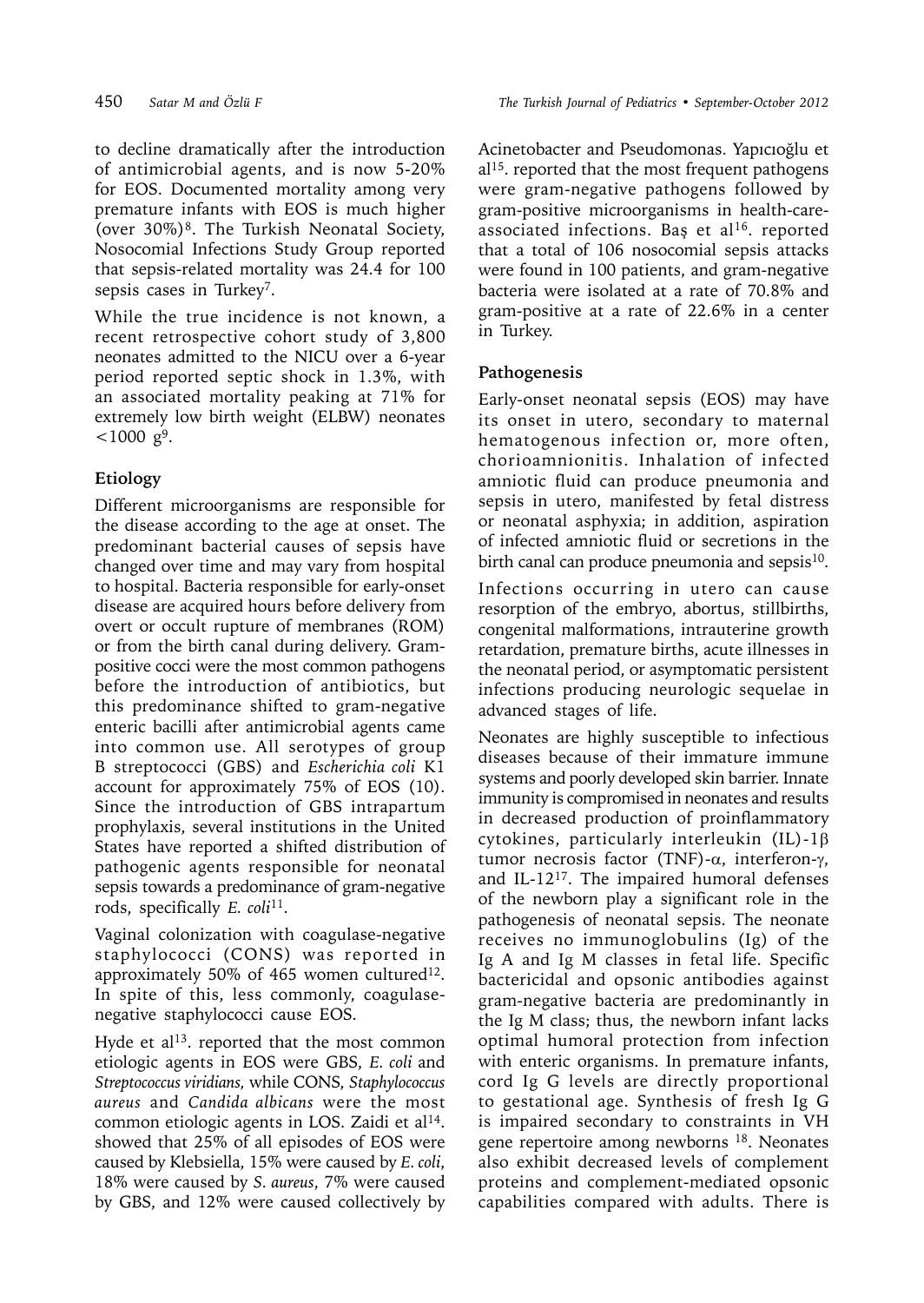to decline dramatically after the introduction of antimicrobial agents, and is now 5-20% for EOS. Documented mortality among very premature infants with EOS is much higher (over 30%)[8]. The Turkish Neonatal Society, Nosocomial Infections Study Group reported that sepsis-related mortality was 24.4 for 100 sepsis cases in Turkey[7].

While the true incidence is not known, a recent retrospective cohort study of 3,800 neonates admitted to the NICU over a 6-year period reported septic shock in 1.3%, with an associated mortality peaking at 71% for extremely low birth weight (ELBW) neonates <1000 g[9].

## Etiology

Different microorganisms are responsible for the disease according to the age at onset. The predominant bacterial causes of sepsis have changed over time and may vary from hospital to hospital. Bacteria responsible for early-onset disease are acquired hours before delivery from overt or occult rupture of membranes (ROM) or from the birth canal during delivery. Gram-positive cocci were the most common pathogens before the introduction of antibiotics, but this predominance shifted to gram-negative enteric bacilli after antimicrobial agents came into common use. All serotypes of group B streptococci (GBS) and *Escherichia coli* K1 account for approximately 75% of EOS (10). Since the introduction of GBS intrapartum prophylaxis, several institutions in the United States have reported a shifted distribution of pathogenic agents responsible for neonatal sepsis towards a predominance of gram-negative rods, specifically *E. coli*[11].

Vaginal colonization with coagulase-negative staphylococci (CONS) was reported in approximately 50% of 465 women cultured[12]. In spite of this, less commonly, coagulase-negative staphylococci cause EOS.

Hyde et al[13]. reported that the most common etiologic agents in EOS were GBS, *E. coli* and *Streptococcus viridians*, while CONS, *Staphylococcus aureus* and *Candida albicans* were the most common etiologic agents in LOS. Zaidi et al[14]. showed that 25% of all episodes of EOS were caused by Klebsiella, 15% were caused by *E. coli*, 18% were caused by *S. aureus*, 7% were caused by GBS, and 12% were caused collectively by Acinetobacter and Pseudomonas. Yapıcıoğlu et al[15]. reported that the most frequent pathogens were gram-negative pathogens followed by gram-positive microorganisms in health-care-associated infections. Baş et al[16]. reported that a total of 106 nosocomial sepsis attacks were found in 100 patients, and gram-negative bacteria were isolated at a rate of 70.8% and gram-positive at a rate of 22.6% in a center in Turkey.

## Pathogenesis

Early-onset neonatal sepsis (EOS) may have its onset in utero, secondary to maternal hematogenous infection or, more often, chorioamnionitis. Inhalation of infected amniotic fluid can produce pneumonia and sepsis in utero, manifested by fetal distress or neonatal asphyxia; in addition, aspiration of infected amniotic fluid or secretions in the birth canal can produce pneumonia and sepsis[10].

Infections occurring in utero can cause resorption of the embryo, abortus, stillbirths, congenital malformations, intrauterine growth retardation, premature births, acute illnesses in the neonatal period, or asymptomatic persistent infections producing neurologic sequelae in advanced stages of life.

Neonates are highly susceptible to infectious diseases because of their immature immune systems and poorly developed skin barrier. Innate immunity is compromised in neonates and results in decreased production of proinflammatory cytokines, particularly interleukin (IL)-1β tumor necrosis factor (TNF)-α, interferon-γ, and IL-12[17]. The impaired humoral defenses of the newborn play a significant role in the pathogenesis of neonatal sepsis. The neonate receives no immunoglobulins (Ig) of the Ig A and Ig M classes in fetal life. Specific bactericidal and opsonic antibodies against gram-negative bacteria are predominantly in the Ig M class; thus, the newborn infant lacks optimal humoral protection from infection with enteric organisms. In premature infants, cord Ig G levels are directly proportional to gestational age. Synthesis of fresh Ig G is impaired secondary to constraints in VH gene repertoire among newborns [18]. Neonates also exhibit decreased levels of complement proteins and complement-mediated opsonic capabilities compared with adults. There is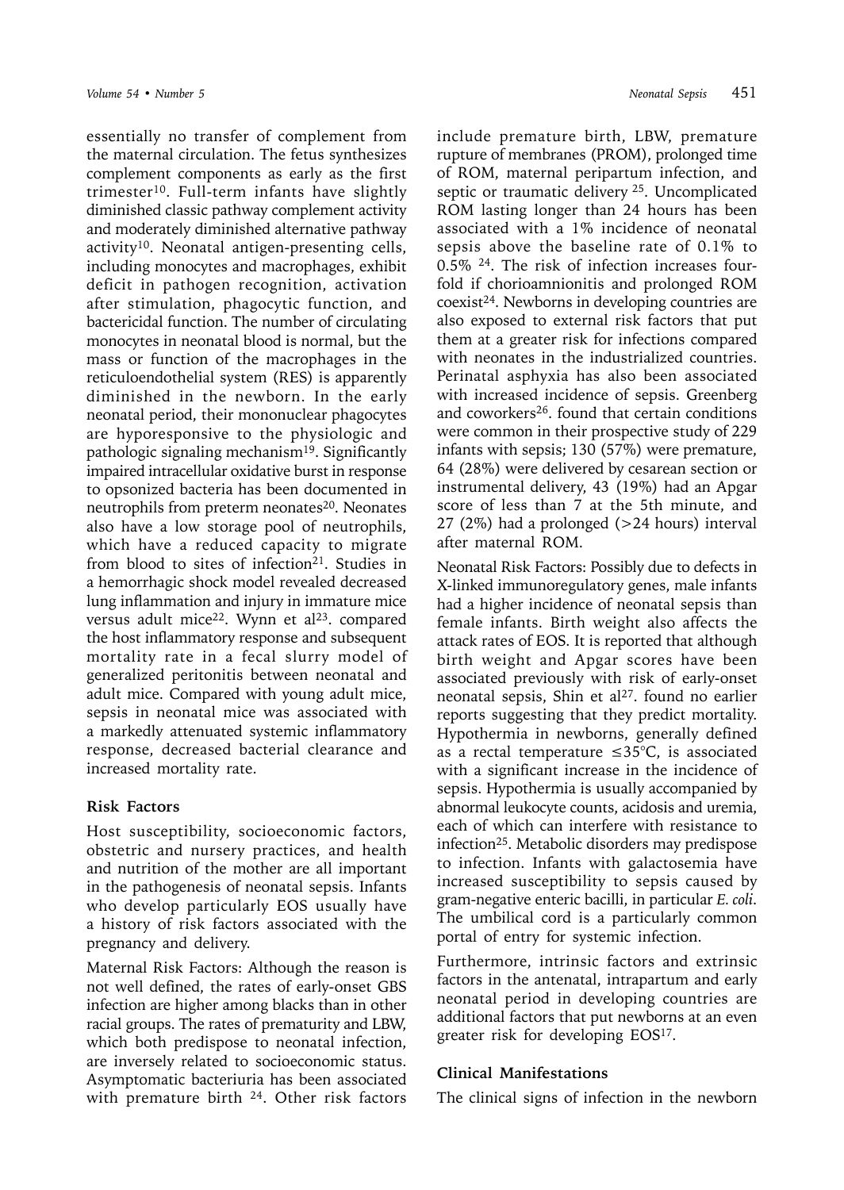essentially no transfer of complement from the maternal circulation. The fetus synthesizes complement components as early as the first trimester[10]. Full-term infants have slightly diminished classic pathway complement activity and moderately diminished alternative pathway activity[10]. Neonatal antigen-presenting cells, including monocytes and macrophages, exhibit deficit in pathogen recognition, activation after stimulation, phagocytic function, and bactericidal function. The number of circulating monocytes in neonatal blood is normal, but the mass or function of the macrophages in the reticuloendothelial system (RES) is apparently diminished in the newborn. In the early neonatal period, their mononuclear phagocytes are hyporesponsive to the physiologic and pathologic signaling mechanism[19]. Significantly impaired intracellular oxidative burst in response to opsonized bacteria has been documented in neutrophils from preterm neonates[20]. Neonates also have a low storage pool of neutrophils, which have a reduced capacity to migrate from blood to sites of infection[21]. Studies in a hemorrhagic shock model revealed decreased lung inflammation and injury in immature mice versus adult mice[22]. Wynn et al[23]. compared the host inflammatory response and subsequent mortality rate in a fecal slurry model of generalized peritonitis between neonatal and adult mice. Compared with young adult mice, sepsis in neonatal mice was associated with a markedly attenuated systemic inflammatory response, decreased bacterial clearance and increased mortality rate.

## Risk Factors

Host susceptibility, socioeconomic factors, obstetric and nursery practices, and health and nutrition of the mother are all important in the pathogenesis of neonatal sepsis. Infants who develop particularly EOS usually have a history of risk factors associated with the pregnancy and delivery.

Maternal Risk Factors: Although the reason is not well defined, the rates of early-onset GBS infection are higher among blacks than in other racial groups. The rates of prematurity and LBW, which both predispose to neonatal infection, are inversely related to socioeconomic status. Asymptomatic bacteriuria has been associated with premature birth [24]. Other risk factors include premature birth, LBW, premature rupture of membranes (PROM), prolonged time of ROM, maternal peripartum infection, and septic or traumatic delivery [25]. Uncomplicated ROM lasting longer than 24 hours has been associated with a 1% incidence of neonatal sepsis above the baseline rate of 0.1% to 0.5% [24]. The risk of infection increases four-fold if chorioamnionitis and prolonged ROM coexist[24]. Newborns in developing countries are also exposed to external risk factors that put them at a greater risk for infections compared with neonates in the industrialized countries. Perinatal asphyxia has also been associated with increased incidence of sepsis. Greenberg and coworkers[26]. found that certain conditions were common in their prospective study of 229 infants with sepsis; 130 (57%) were premature, 64 (28%) were delivered by cesarean section or instrumental delivery, 43 (19%) had an Apgar score of less than 7 at the 5th minute, and 27 (2%) had a prolonged (>24 hours) interval after maternal ROM.

Neonatal Risk Factors: Possibly due to defects in X-linked immunoregulatory genes, male infants had a higher incidence of neonatal sepsis than female infants. Birth weight also affects the attack rates of EOS. It is reported that although birth weight and Apgar scores have been associated previously with risk of early-onset neonatal sepsis, Shin et al[27]. found no earlier reports suggesting that they predict mortality. Hypothermia in newborns, generally defined as a rectal temperature ≤35°C, is associated with a significant increase in the incidence of sepsis. Hypothermia is usually accompanied by abnormal leukocyte counts, acidosis and uremia, each of which can interfere with resistance to infection[25]. Metabolic disorders may predispose to infection. Infants with galactosemia have increased susceptibility to sepsis caused by gram-negative enteric bacilli, in particular *E. coli*. The umbilical cord is a particularly common portal of entry for systemic infection.

Furthermore, intrinsic factors and extrinsic factors in the antenatal, intrapartum and early neonatal period in developing countries are additional factors that put newborns at an even greater risk for developing EOS[17].

## Clinical Manifestations

The clinical signs of infection in the newborn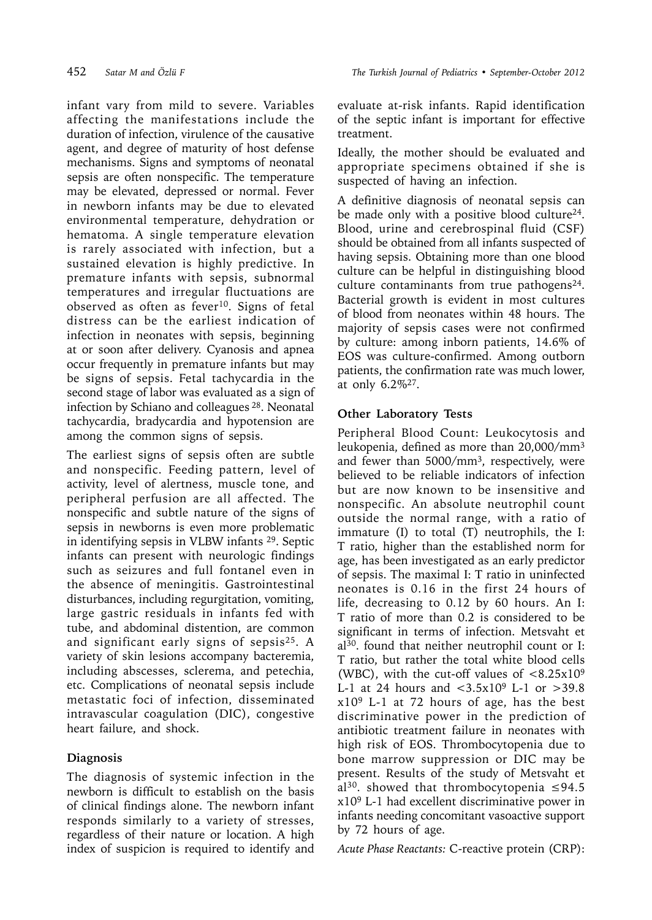infant vary from mild to severe. Variables affecting the manifestations include the duration of infection, virulence of the causative agent, and degree of maturity of host defense mechanisms. Signs and symptoms of neonatal sepsis are often nonspecific. The temperature may be elevated, depressed or normal. Fever in newborn infants may be due to elevated environmental temperature, dehydration or hematoma. A single temperature elevation is rarely associated with infection, but a sustained elevation is highly predictive. In premature infants with sepsis, subnormal temperatures and irregular fluctuations are observed as often as fever[10]. Signs of fetal distress can be the earliest indication of infection in neonates with sepsis, beginning at or soon after delivery. Cyanosis and apnea occur frequently in premature infants but may be signs of sepsis. Fetal tachycardia in the second stage of labor was evaluated as a sign of infection by Schiano and colleagues [28]. Neonatal tachycardia, bradycardia and hypotension are among the common signs of sepsis.

The earliest signs of sepsis often are subtle and nonspecific. Feeding pattern, level of activity, level of alertness, muscle tone, and peripheral perfusion are all affected. The nonspecific and subtle nature of the signs of sepsis in newborns is even more problematic in identifying sepsis in VLBW infants [29]. Septic infants can present with neurologic findings such as seizures and full fontanel even in the absence of meningitis. Gastrointestinal disturbances, including regurgitation, vomiting, large gastric residuals in infants fed with tube, and abdominal distention, are common and significant early signs of sepsis[25]. A variety of skin lesions accompany bacteremia, including abscesses, sclerema, and petechia, etc. Complications of neonatal sepsis include metastatic foci of infection, disseminated intravascular coagulation (DIC), congestive heart failure, and shock.

## Diagnosis

The diagnosis of systemic infection in the newborn is difficult to establish on the basis of clinical findings alone. The newborn infant responds similarly to a variety of stresses, regardless of their nature or location. A high index of suspicion is required to identify and evaluate at-risk infants. Rapid identification of the septic infant is important for effective treatment.

Ideally, the mother should be evaluated and appropriate specimens obtained if she is suspected of having an infection.

A definitive diagnosis of neonatal sepsis can be made only with a positive blood culture[24]. Blood, urine and cerebrospinal fluid (CSF) should be obtained from all infants suspected of having sepsis. Obtaining more than one blood culture can be helpful in distinguishing blood culture contaminants from true pathogens[24]. Bacterial growth is evident in most cultures of blood from neonates within 48 hours. The majority of sepsis cases were not confirmed by culture: among inborn patients, 14.6% of EOS was culture-confirmed. Among outborn patients, the confirmation rate was much lower, at only 6.2%[27].

## Other Laboratory Tests

Peripheral Blood Count: Leukocytosis and leukopenia, defined as more than 20,000/mm$^3$ and fewer than 5000/mm$^3$, respectively, were believed to be reliable indicators of infection but are now known to be insensitive and nonspecific. An absolute neutrophil count outside the normal range, with a ratio of immature (I) to total (T) neutrophils, the I: T ratio, higher than the established norm for age, has been investigated as an early predictor of sepsis. The maximal I: T ratio in uninfected neonates is 0.16 in the first 24 hours of life, decreasing to 0.12 by 60 hours. An I: T ratio of more than 0.2 is considered to be significant in terms of infection. Metsvaht et al[30]. found that neither neutrophil count or I: T ratio, but rather the total white blood cells (WBC), with the cut-off values of $<8.25 \times 10^9$ L-1 at 24 hours and $<3.5 \times 10^9$ L-1 or $>39.8 \times 10^9$ L-1 at 72 hours of age, has the best discriminative power in the prediction of antibiotic treatment failure in neonates with high risk of EOS. Thrombocytopenia due to bone marrow suppression or DIC may be present. Results of the study of Metsvaht et al[30]. showed that thrombocytopenia $\leq 94.5 \times 10^9$ L-1 had excellent discriminative power in infants needing concomitant vasoactive support by 72 hours of age.

*Acute Phase Reactants:* C-reactive protein (CRP):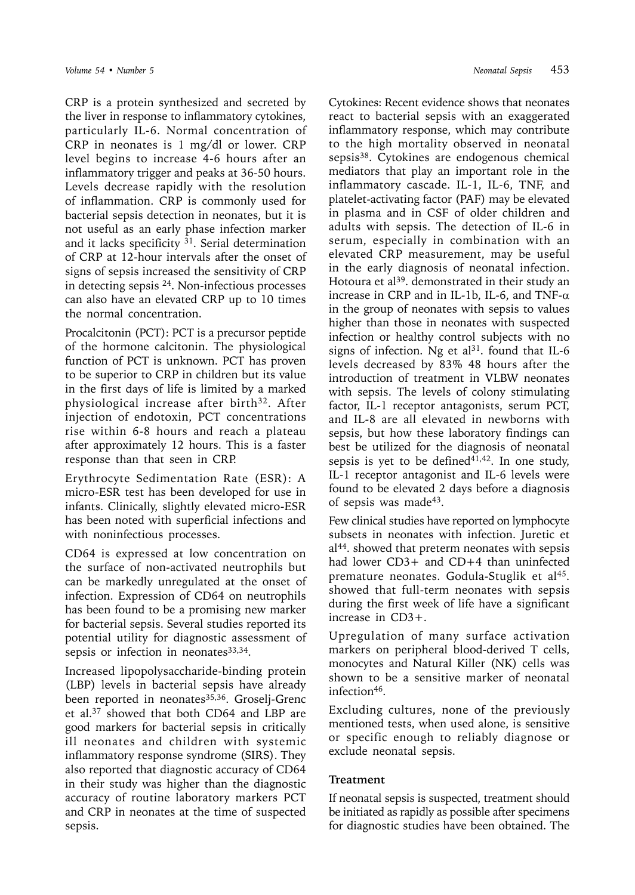CRP is a protein synthesized and secreted by the liver in response to inflammatory cytokines, particularly IL-6. Normal concentration of CRP in neonates is 1 mg/dl or lower. CRP level begins to increase 4-6 hours after an inflammatory trigger and peaks at 36-50 hours. Levels decrease rapidly with the resolution of inflammation. CRP is commonly used for bacterial sepsis detection in neonates, but it is not useful as an early phase infection marker and it lacks specificity [31]. Serial determination of CRP at 12-hour intervals after the onset of signs of sepsis increased the sensitivity of CRP in detecting sepsis [24]. Non-infectious processes can also have an elevated CRP up to 10 times the normal concentration.

Procalcitonin (PCT): PCT is a precursor peptide of the hormone calcitonin. The physiological function of PCT is unknown. PCT has proven to be superior to CRP in children but its value in the first days of life is limited by a marked physiological increase after birth[32]. After injection of endotoxin, PCT concentrations rise within 6-8 hours and reach a plateau after approximately 12 hours. This is a faster response than that seen in CRP.

Erythrocyte Sedimentation Rate (ESR): A micro-ESR test has been developed for use in infants. Clinically, slightly elevated micro-ESR has been noted with superficial infections and with noninfectious processes.

CD64 is expressed at low concentration on the surface of non-activated neutrophils but can be markedly unregulated at the onset of infection. Expression of CD64 on neutrophils has been found to be a promising new marker for bacterial sepsis. Several studies reported its potential utility for diagnostic assessment of sepsis or infection in neonates[33,34].

Increased lipopolysaccharide-binding protein (LBP) levels in bacterial sepsis have already been reported in neonates[35,36]. Groselj-Grenc et al.[37] showed that both CD64 and LBP are good markers for bacterial sepsis in critically ill neonates and children with systemic inflammatory response syndrome (SIRS). They also reported that diagnostic accuracy of CD64 in their study was higher than the diagnostic accuracy of routine laboratory markers PCT and CRP in neonates at the time of suspected sepsis.

Cytokines: Recent evidence shows that neonates react to bacterial sepsis with an exaggerated inflammatory response, which may contribute to the high mortality observed in neonatal sepsis[38]. Cytokines are endogenous chemical mediators that play an important role in the inflammatory cascade. IL-1, IL-6, TNF, and platelet-activating factor (PAF) may be elevated in plasma and in CSF of older children and adults with sepsis. The detection of IL-6 in serum, especially in combination with an elevated CRP measurement, may be useful in the early diagnosis of neonatal infection. Hotoura et al[39]. demonstrated in their study an increase in CRP and in IL-1b, IL-6, and TNF-$\alpha$ in the group of neonates with sepsis to values higher than those in neonates with suspected infection or healthy control subjects with no signs of infection. Ng et al[31]. found that IL-6 levels decreased by 83% 48 hours after the introduction of treatment in VLBW neonates with sepsis. The levels of colony stimulating factor, IL-1 receptor antagonists, serum PCT, and IL-8 are all elevated in newborns with sepsis, but how these laboratory findings can best be utilized for the diagnosis of neonatal sepsis is yet to be defined[41,42]. In one study, IL-1 receptor antagonist and IL-6 levels were found to be elevated 2 days before a diagnosis of sepsis was made[43].

Few clinical studies have reported on lymphocyte subsets in neonates with infection. Juretic et al[44]. showed that preterm neonates with sepsis had lower CD3+ and CD+4 than uninfected premature neonates. Godula-Stuglik et al[45]. showed that full-term neonates with sepsis during the first week of life have a significant increase in CD3+.

Upregulation of many surface activation markers on peripheral blood-derived T cells, monocytes and Natural Killer (NK) cells was shown to be a sensitive marker of neonatal infection[46].

Excluding cultures, none of the previously mentioned tests, when used alone, is sensitive or specific enough to reliably diagnose or exclude neonatal sepsis.

### Treatment

If neonatal sepsis is suspected, treatment should be initiated as rapidly as possible after specimens for diagnostic studies have been obtained. The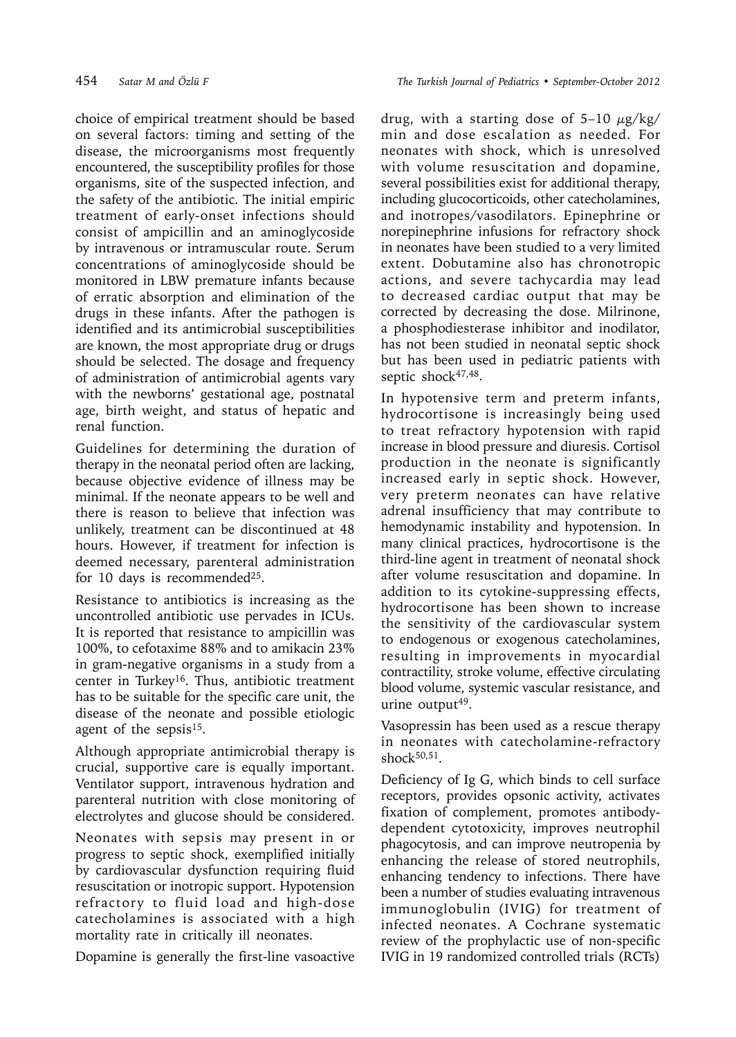choice of empirical treatment should be based on several factors: timing and setting of the disease, the microorganisms most frequently encountered, the susceptibility profiles for those organisms, site of the suspected infection, and the safety of the antibiotic. The initial empiric treatment of early-onset infections should consist of ampicillin and an aminoglycoside by intravenous or intramuscular route. Serum concentrations of aminoglycoside should be monitored in LBW premature infants because of erratic absorption and elimination of the drugs in these infants. After the pathogen is identified and its antimicrobial susceptibilities are known, the most appropriate drug or drugs should be selected. The dosage and frequency of administration of antimicrobial agents vary with the newborns' gestational age, postnatal age, birth weight, and status of hepatic and renal function.

Guidelines for determining the duration of therapy in the neonatal period often are lacking, because objective evidence of illness may be minimal. If the neonate appears to be well and there is reason to believe that infection was unlikely, treatment can be discontinued at 48 hours. However, if treatment for infection is deemed necessary, parenteral administration for 10 days is recommended[25].

Resistance to antibiotics is increasing as the uncontrolled antibiotic use pervades in ICUs. It is reported that resistance to ampicillin was 100%, to cefotaxime 88% and to amikacin 23% in gram-negative organisms in a study from a center in Turkey[16]. Thus, antibiotic treatment has to be suitable for the specific care unit, the disease of the neonate and possible etiologic agent of the sepsis[15].

Although appropriate antimicrobial therapy is crucial, supportive care is equally important. Ventilator support, intravenous hydration and parenteral nutrition with close monitoring of electrolytes and glucose should be considered.

Neonates with sepsis may present in or progress to septic shock, exemplified initially by cardiovascular dysfunction requiring fluid resuscitation or inotropic support. Hypotension refractory to fluid load and high-dose catecholamines is associated with a high mortality rate in critically ill neonates.

Dopamine is generally the first-line vasoactive drug, with a starting dose of 5–10 μg/kg/min and dose escalation as needed. For neonates with shock, which is unresolved with volume resuscitation and dopamine, several possibilities exist for additional therapy, including glucocorticoids, other catecholamines, and inotropes/vasodilators. Epinephrine or norepinephrine infusions for refractory shock in neonates have been studied to a very limited extent. Dobutamine also has chronotropic actions, and severe tachycardia may lead to decreased cardiac output that may be corrected by decreasing the dose. Milrinone, a phosphodiesterase inhibitor and inodilator, has not been studied in neonatal septic shock but has been used in pediatric patients with septic shock[47,48].

In hypotensive term and preterm infants, hydrocortisone is increasingly being used to treat refractory hypotension with rapid increase in blood pressure and diuresis. Cortisol production in the neonate is significantly increased early in septic shock. However, very preterm neonates can have relative adrenal insufficiency that may contribute to hemodynamic instability and hypotension. In many clinical practices, hydrocortisone is the third-line agent in treatment of neonatal shock after volume resuscitation and dopamine. In addition to its cytokine-suppressing effects, hydrocortisone has been shown to increase the sensitivity of the cardiovascular system to endogenous or exogenous catecholamines, resulting in improvements in myocardial contractility, stroke volume, effective circulating blood volume, systemic vascular resistance, and urine output[49].

Vasopressin has been used as a rescue therapy in neonates with catecholamine-refractory shock[50,51].

Deficiency of Ig G, which binds to cell surface receptors, provides opsonic activity, activates fixation of complement, promotes antibody-dependent cytotoxicity, improves neutrophil phagocytosis, and can improve neutropenia by enhancing the release of stored neutrophils, enhancing tendency to infections. There have been a number of studies evaluating intravenous immunoglobulin (IVIG) for treatment of infected neonates. A Cochrane systematic review of the prophylactic use of non-specific IVIG in 19 randomized controlled trials (RCTs)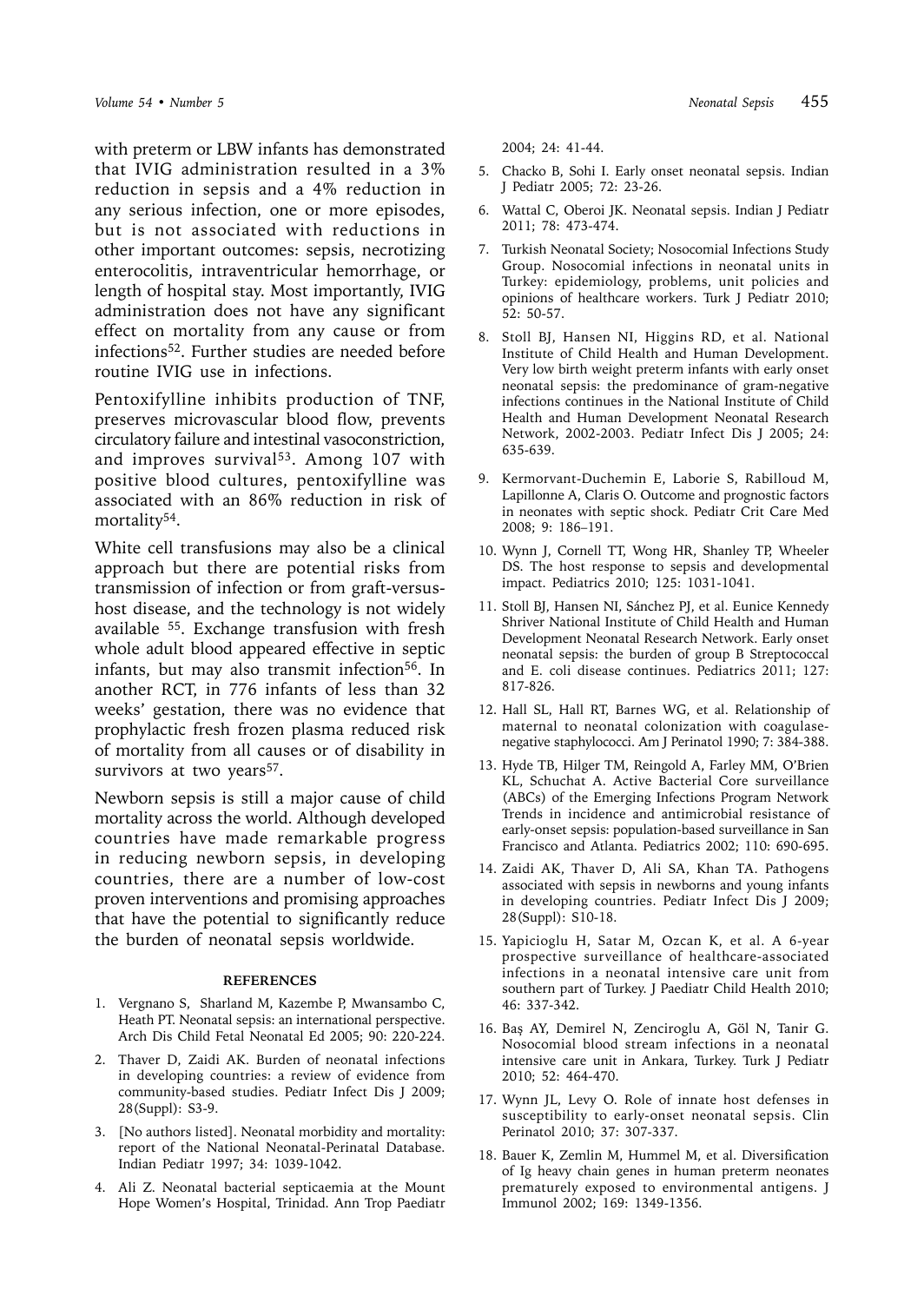with preterm or LBW infants has demonstrated that IVIG administration resulted in a 3% reduction in sepsis and a 4% reduction in any serious infection, one or more episodes, but is not associated with reductions in other important outcomes: sepsis, necrotizing enterocolitis, intraventricular hemorrhage, or length of hospital stay. Most importantly, IVIG administration does not have any significant effect on mortality from any cause or from infections[52]. Further studies are needed before routine IVIG use in infections.

Pentoxifylline inhibits production of TNF, preserves microvascular blood flow, prevents circulatory failure and intestinal vasoconstriction, and improves survival[53]. Among 107 with positive blood cultures, pentoxifylline was associated with an 86% reduction in risk of mortality[54].

White cell transfusions may also be a clinical approach but there are potential risks from transmission of infection or from graft-versus-host disease, and the technology is not widely available [55]. Exchange transfusion with fresh whole adult blood appeared effective in septic infants, but may also transmit infection[56]. In another RCT, in 776 infants of less than 32 weeks' gestation, there was no evidence that prophylactic fresh frozen plasma reduced risk of mortality from all causes or of disability in survivors at two years[57].

Newborn sepsis is still a major cause of child mortality across the world. Although developed countries have made remarkable progress in reducing newborn sepsis, in developing countries, there are a number of low-cost proven interventions and promising approaches that have the potential to significantly reduce the burden of neonatal sepsis worldwide.

## REFERENCES

1. Vergnano S, Sharland M, Kazembe P, Mwansambo C, Heath PT. Neonatal sepsis: an international perspective. Arch Dis Child Fetal Neonatal Ed 2005; 90: 220-224.
2. Thaver D, Zaidi AK. Burden of neonatal infections in developing countries: a review of evidence from community-based studies. Pediatr Infect Dis J 2009; 28(Suppl): S3-9.
3. [No authors listed]. Neonatal morbidity and mortality: report of the National Neonatal-Perinatal Database. Indian Pediatr 1997; 34: 1039-1042.
4. Ali Z. Neonatal bacterial septicaemia at the Mount Hope Women's Hospital, Trinidad. Ann Trop Paediatr 2004; 24: 41-44.
5. Chacko B, Sohi I. Early onset neonatal sepsis. Indian J Pediatr 2005; 72: 23-26.
6. Wattal C, Oberoi JK. Neonatal sepsis. Indian J Pediatr 2011; 78: 473-474.
7. Turkish Neonatal Society; Nosocomial Infections Study Group. Nosocomial infections in neonatal units in Turkey: epidemiology, problems, unit policies and opinions of healthcare workers. Turk J Pediatr 2010; 52: 50-57.
8. Stoll BJ, Hansen NI, Higgins RD, et al. National Institute of Child Health and Human Development. Very low birth weight preterm infants with early onset neonatal sepsis: the predominance of gram-negative infections continues in the National Institute of Child Health and Human Development Neonatal Research Network, 2002-2003. Pediatr Infect Dis J 2005; 24: 635-639.
9. Kermorvant-Duchemin E, Laborie S, Rabilloud M, Lapillonne A, Claris O. Outcome and prognostic factors in neonates with septic shock. Pediatr Crit Care Med 2008; 9: 186–191.
10. Wynn J, Cornell TT, Wong HR, Shanley TP, Wheeler DS. The host response to sepsis and developmental impact. Pediatrics 2010; 125: 1031-1041.
11. Stoll BJ, Hansen NI, Sánchez PJ, et al. Eunice Kennedy Shriver National Institute of Child Health and Human Development Neonatal Research Network. Early onset neonatal sepsis: the burden of group B Streptococcal and E. coli disease continues. Pediatrics 2011; 127: 817-826.
12. Hall SL, Hall RT, Barnes WG, et al. Relationship of maternal to neonatal colonization with coagulase-negative staphylococci. Am J Perinatol 1990; 7: 384-388.
13. Hyde TB, Hilger TM, Reingold A, Farley MM, O'Brien KL, Schuchat A. Active Bacterial Core surveillance (ABCs) of the Emerging Infections Program Network Trends in incidence and antimicrobial resistance of early-onset sepsis: population-based surveillance in San Francisco and Atlanta. Pediatrics 2002; 110: 690-695.
14. Zaidi AK, Thaver D, Ali SA, Khan TA. Pathogens associated with sepsis in newborns and young infants in developing countries. Pediatr Infect Dis J 2009; 28(Suppl): S10-18.
15. Yapicioglu H, Satar M, Ozcan K, et al. A 6-year prospective surveillance of healthcare-associated infections in a neonatal intensive care unit from southern part of Turkey. J Paediatr Child Health 2010; 46: 337-342.
16. Baş AY, Demirel N, Zenciroglu A, Göl N, Tanir G. Nosocomial blood stream infections in a neonatal intensive care unit in Ankara, Turkey. Turk J Pediatr 2010; 52: 464-470.
17. Wynn JL, Levy O. Role of innate host defenses in susceptibility to early-onset neonatal sepsis. Clin Perinatol 2010; 37: 307-337.
18. Bauer K, Zemlin M, Hummel M, et al. Diversification of Ig heavy chain genes in human preterm neonates prematurely exposed to environmental antigens. J Immunol 2002; 169: 1349-1356.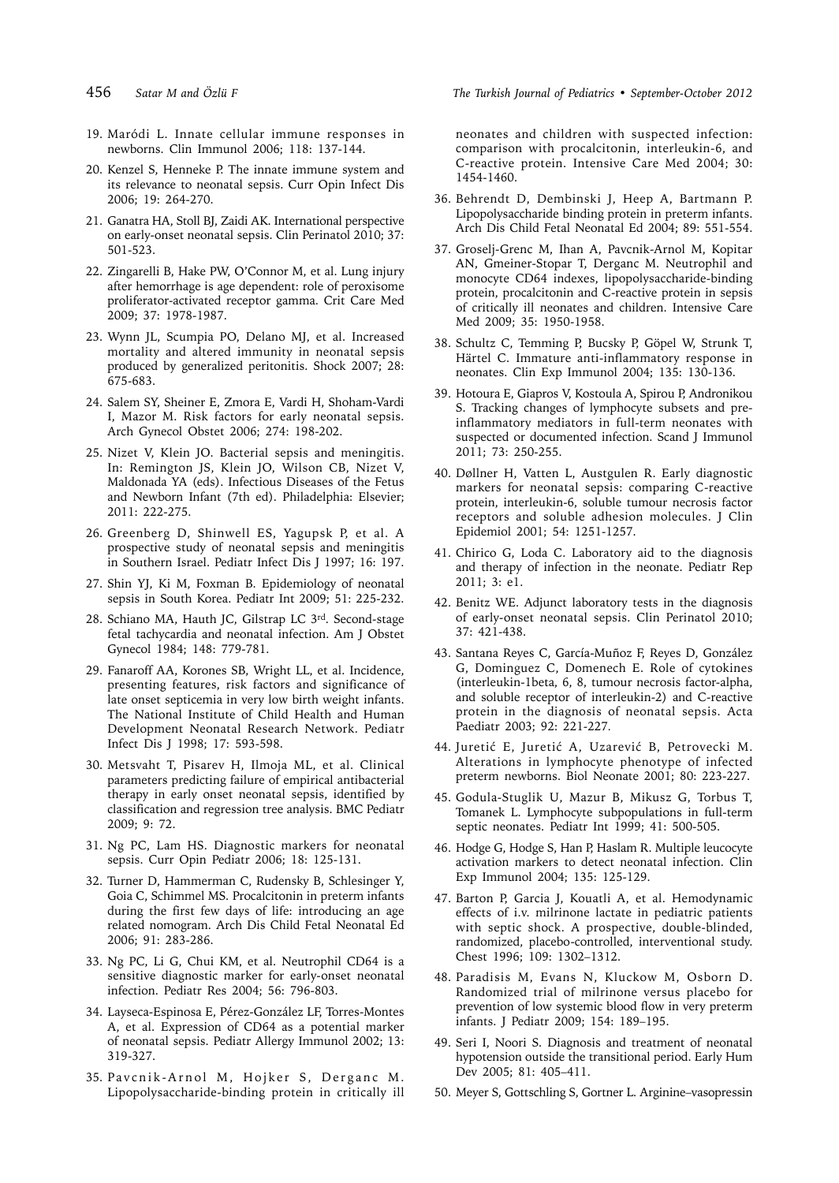19. Maródi L. Innate cellular immune responses in newborns. Clin Immunol 2006; 118: 137-144.

20. Kenzel S, Henneke P. The innate immune system and its relevance to neonatal sepsis. Curr Opin Infect Dis 2006; 19: 264-270.

21. Ganatra HA, Stoll BJ, Zaidi AK. International perspective on early-onset neonatal sepsis. Clin Perinatol 2010; 37: 501-523.

22. Zingarelli B, Hake PW, O'Connor M, et al. Lung injury after hemorrhage is age dependent: role of peroxisome proliferator-activated receptor gamma. Crit Care Med 2009; 37: 1978-1987.

23. Wynn JL, Scumpia PO, Delano MJ, et al. Increased mortality and altered immunity in neonatal sepsis produced by generalized peritonitis. Shock 2007; 28: 675-683.

24. Salem SY, Sheiner E, Zmora E, Vardi H, Shoham-Vardi I, Mazor M. Risk factors for early neonatal sepsis. Arch Gynecol Obstet 2006; 274: 198-202.

25. Nizet V, Klein JO. Bacterial sepsis and meningitis. In: Remington JS, Klein JO, Wilson CB, Nizet V, Maldonada YA (eds). Infectious Diseases of the Fetus and Newborn Infant (7th ed). Philadelphia: Elsevier; 2011: 222-275.

26. Greenberg D, Shinwell ES, Yagupsk P, et al. A prospective study of neonatal sepsis and meningitis in Southern Israel. Pediatr Infect Dis J 1997; 16: 197.

27. Shin YJ, Ki M, Foxman B. Epidemiology of neonatal sepsis in South Korea. Pediatr Int 2009; 51: 225-232.

28. Schiano MA, Hauth JC, Gilstrap LC 3rd. Second-stage fetal tachycardia and neonatal infection. Am J Obstet Gynecol 1984; 148: 779-781.

29. Fanaroff AA, Korones SB, Wright LL, et al. Incidence, presenting features, risk factors and significance of late onset septicemia in very low birth weight infants. The National Institute of Child Health and Human Development Neonatal Research Network. Pediatr Infect Dis J 1998; 17: 593-598.

30. Metsvaht T, Pisarev H, Ilmoja ML, et al. Clinical parameters predicting failure of empirical antibacterial therapy in early onset neonatal sepsis, identified by classification and regression tree analysis. BMC Pediatr 2009; 9: 72.

31. Ng PC, Lam HS. Diagnostic markers for neonatal sepsis. Curr Opin Pediatr 2006; 18: 125-131.

32. Turner D, Hammerman C, Rudensky B, Schlesinger Y, Goia C, Schimmel MS. Procalcitonin in preterm infants during the first few days of life: introducing an age related nomogram. Arch Dis Child Fetal Neonatal Ed 2006; 91: 283-286.

33. Ng PC, Li G, Chui KM, et al. Neutrophil CD64 is a sensitive diagnostic marker for early-onset neonatal infection. Pediatr Res 2004; 56: 796-803.

34. Layseca-Espinosa E, Pérez-González LF, Torres-Montes A, et al. Expression of CD64 as a potential marker of neonatal sepsis. Pediatr Allergy Immunol 2002; 13: 319-327.

35. Pavcnik-Arnol M, Hojker S, Derganc M. Lipopolysaccharide-binding protein in critically ill neonates and children with suspected infection: comparison with procalcitonin, interleukin-6, and C-reactive protein. Intensive Care Med 2004; 30: 1454-1460.

36. Behrendt D, Dembinski J, Heep A, Bartmann P. Lipopolysaccharide binding protein in preterm infants. Arch Dis Child Fetal Neonatal Ed 2004; 89: 551-554.

37. Groselj-Grenc M, Ihan A, Pavcnik-Arnol M, Kopitar AN, Gmeiner-Stopar T, Derganc M. Neutrophil and monocyte CD64 indexes, lipopolysaccharide-binding protein, procalcitonin and C-reactive protein in sepsis of critically ill neonates and children. Intensive Care Med 2009; 35: 1950-1958.

38. Schultz C, Temming P, Bucsky P, Göpel W, Strunk T, Härtel C. Immature anti-inflammatory response in neonates. Clin Exp Immunol 2004; 135: 130-136.

39. Hotoura E, Giapros V, Kostoula A, Spirou P, Andronikou S. Tracking changes of lymphocyte subsets and pre-inflammatory mediators in full-term neonates with suspected or documented infection. Scand J Immunol 2011; 73: 250-255.

40. Døllner H, Vatten L, Austgulen R. Early diagnostic markers for neonatal sepsis: comparing C-reactive protein, interleukin-6, soluble tumour necrosis factor receptors and soluble adhesion molecules. J Clin Epidemiol 2001; 54: 1251-1257.

41. Chirico G, Loda C. Laboratory aid to the diagnosis and therapy of infection in the neonate. Pediatr Rep 2011; 3: e1.

42. Benitz WE. Adjunct laboratory tests in the diagnosis of early-onset neonatal sepsis. Clin Perinatol 2010; 37: 421-438.

43. Santana Reyes C, García-Muñoz F, Reyes D, González G, Dominguez C, Domenech E. Role of cytokines (interleukin-1beta, 6, 8, tumour necrosis factor-alpha, and soluble receptor of interleukin-2) and C-reactive protein in the diagnosis of neonatal sepsis. Acta Paediatr 2003; 92: 221-227.

44. Juretić E, Juretić A, Uzarević B, Petrovecki M. Alterations in lymphocyte phenotype of infected preterm newborns. Biol Neonate 2001; 80: 223-227.

45. Godula-Stuglik U, Mazur B, Mikusz G, Torbus T, Tomanek L. Lymphocyte subpopulations in full-term septic neonates. Pediatr Int 1999; 41: 500-505.

46. Hodge G, Hodge S, Han P, Haslam R. Multiple leucocyte activation markers to detect neonatal infection. Clin Exp Immunol 2004; 135: 125-129.

47. Barton P, Garcia J, Kouatli A, et al. Hemodynamic effects of i.v. milrinone lactate in pediatric patients with septic shock. A prospective, double-blinded, randomized, placebo-controlled, interventional study. Chest 1996; 109: 1302–1312.

48. Paradisis M, Evans N, Kluckow M, Osborn D. Randomized trial of milrinone versus placebo for prevention of low systemic blood flow in very preterm infants. J Pediatr 2009; 154: 189–195.

49. Seri I, Noori S. Diagnosis and treatment of neonatal hypotension outside the transitional period. Early Hum Dev 2005; 81: 405–411.

50. Meyer S, Gottschling S, Gortner L. Arginine–vasopressin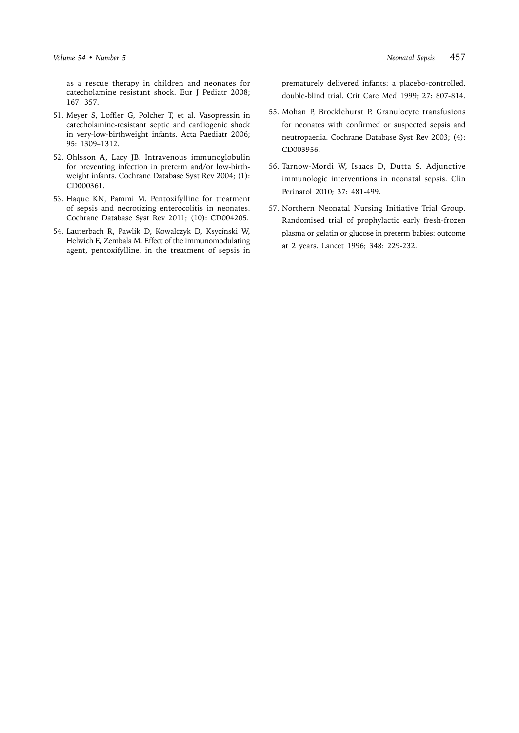as a rescue therapy in children and neonates for catecholamine resistant shock. Eur J Pediatr 2008; 167: 357.

51. Meyer S, Loffler G, Polcher T, et al. Vasopressin in catecholamine-resistant septic and cardiogenic shock in very-low-birthweight infants. Acta Paediatr 2006; 95: 1309–1312.
52. Ohlsson A, Lacy JB. Intravenous immunoglobulin for preventing infection in preterm and/or low-birth-weight infants. Cochrane Database Syst Rev 2004; (1): CD000361.
53. Haque KN, Pammi M. Pentoxifylline for treatment of sepsis and necrotizing enterocolitis in neonates. Cochrane Database Syst Rev 2011; (10): CD004205.
54. Lauterbach R, Pawlik D, Kowalczyk D, Ksycínski W, Helwich E, Zembala M. Effect of the immunomodulating agent, pentoxifylline, in the treatment of sepsis in prematurely delivered infants: a placebo-controlled, double-blind trial. Crit Care Med 1999; 27: 807-814.
55. Mohan P, Brocklehurst P. Granulocyte transfusions for neonates with confirmed or suspected sepsis and neutropaenia. Cochrane Database Syst Rev 2003; (4): CD003956.
56. Tarnow-Mordi W, Isaacs D, Dutta S. Adjunctive immunologic interventions in neonatal sepsis. Clin Perinatol 2010; 37: 481-499.
57. Northern Neonatal Nursing Initiative Trial Group. Randomised trial of prophylactic early fresh-frozen plasma or gelatin or glucose in preterm babies: outcome at 2 years. Lancet 1996; 348: 229-232.